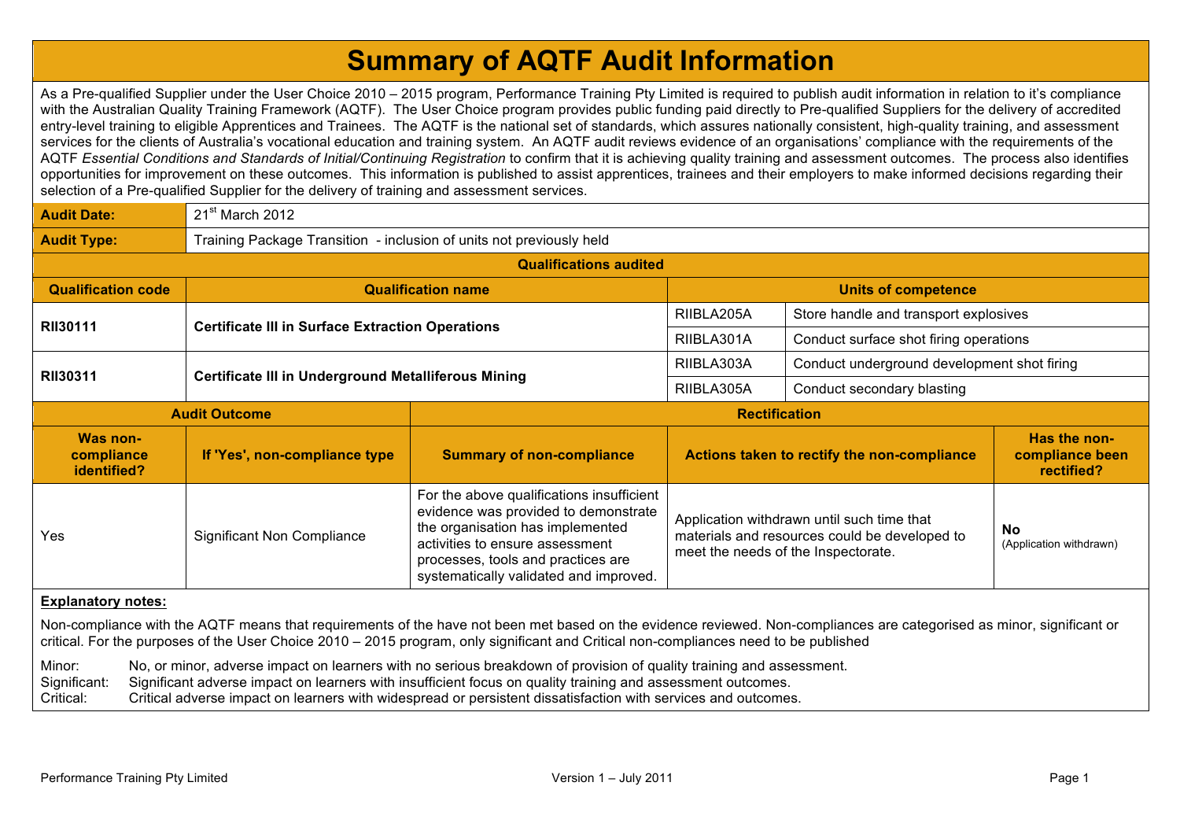# Summary of AQTF Audit Information

As a Pre-qualified Supplier under the User Choice 2010 – 2015 program, Performance Training Pty Limited is required to publish audit information in relation to it's compliance with the Australian Quality Training Framework (AQTF). The User Choice program provides public funding paid directly to Pre-qualified Suppliers for the delivery of accredited entry-level training to eligible Apprentices and Trainees. The AQTF is the national set of standards, which assures nationally consistent, high-quality training, and assessment services for the clients of Australia's vocational education and training system. An AQTF audit reviews evidence of an organisations' compliance with the requirements of the AQTF *Essential Conditions and Standards of Initial/Continuing Registration* to confirm that it is achieving quality training and assessment outcomes. The process also identifies opportunities for improvement on these outcomes. This information is published to assist apprentices, trainees and their employers to make informed decisions regarding their selection of a Pre-qualified Supplier for the delivery of training and assessment services.

| | |
|---|---|
| **Audit Date:** | 21st March 2012 |
| **Audit Type:** | Training Package Transition - inclusion of units not previously held |

**Qualifications audited**

| Qualification code | Qualification name | Units of competence | |
|---|---|---|---|
| **RII30111** | **Certificate III in Surface Extraction Operations** | RIIBLA205A | Store handle and transport explosives |
| | | RIIBLA301A | Conduct surface shot firing operations |
| **RII30311** | **Certificate III in Underground Metalliferous Mining** | RIIBLA303A | Conduct underground development shot firing |
| | | RIIBLA305A | Conduct secondary blasting |

| Audit Outcome | | | Rectification | |
|---|---|---|---|---|
| **Was non-compliance identified?** | **If 'Yes', non-compliance type** | **Summary of non-compliance** | **Actions taken to rectify the non-compliance** | **Has the non-compliance been rectified?** |
| Yes | Significant Non Compliance | For the above qualifications insufficient evidence was provided to demonstrate the organisation has implemented activities to ensure assessment processes, tools and practices are systematically validated and improved. | Application withdrawn until such time that materials and resources could be developed to meet the needs of the Inspectorate. | **No** (Application withdrawn) |

**Explanatory notes:**

Non-compliance with the AQTF means that requirements of the have not been met based on the evidence reviewed. Non-compliances are categorised as minor, significant or critical. For the purposes of the User Choice 2010 – 2015 program, only significant and Critical non-compliances need to be published

Minor: No, or minor, adverse impact on learners with no serious breakdown of provision of quality training and assessment.  
Significant: Significant adverse impact on learners with insufficient focus on quality training and assessment outcomes.  
Critical: Critical adverse impact on learners with widespread or persistent dissatisfaction with services and outcomes.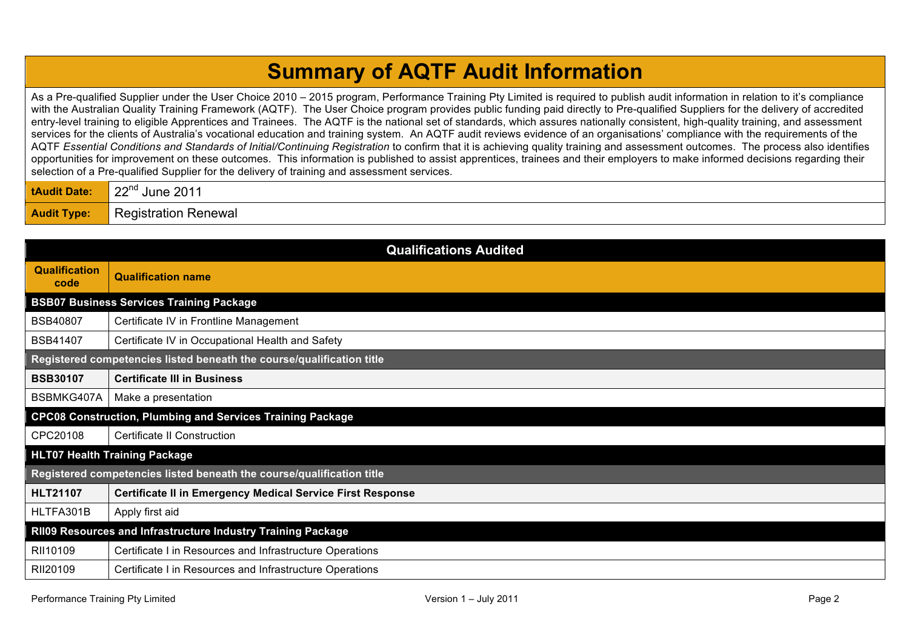# Summary of AQTF Audit Information

As a Pre-qualified Supplier under the User Choice 2010 – 2015 program, Performance Training Pty Limited is required to publish audit information in relation to it's compliance with the Australian Quality Training Framework (AQTF). The User Choice program provides public funding paid directly to Pre-qualified Suppliers for the delivery of accredited entry-level training to eligible Apprentices and Trainees. The AQTF is the national set of standards, which assures nationally consistent, high-quality training, and assessment services for the clients of Australia's vocational education and training system. An AQTF audit reviews evidence of an organisations' compliance with the requirements of the AQTF *Essential Conditions and Standards of Initial/Continuing Registration* to confirm that it is achieving quality training and assessment outcomes. The process also identifies opportunities for improvement on these outcomes. This information is published to assist apprentices, trainees and their employers to make informed decisions regarding their selection of a Pre-qualified Supplier for the delivery of training and assessment services.

| | |
|---|---|
| **tAudit Date:** | 22nd June 2011 |
| **Audit Type:** | Registration Renewal |

## Qualifications Audited

| Qualification code | Qualification name |
|---|---|
| **BSB07 Business Services Training Package** | |
| BSB40807 | Certificate IV in Frontline Management |
| BSB41407 | Certificate IV in Occupational Health and Safety |
| **Registered competencies listed beneath the course/qualification title** | |
| **BSB30107** | **Certificate III in Business** |
| BSBMKG407A | Make a presentation |
| **CPC08 Construction, Plumbing and Services Training Package** | |
| CPC20108 | Certificate II Construction |
| **HLT07 Health Training Package** | |
| **Registered competencies listed beneath the course/qualification title** | |
| **HLT21107** | **Certificate II in Emergency Medical Service First Response** |
| HLTFA301B | Apply first aid |
| **RII09 Resources and Infrastructure Industry Training Package** | |
| RII10109 | Certificate I in Resources and Infrastructure Operations |
| RII20109 | Certificate I in Resources and Infrastructure Operations |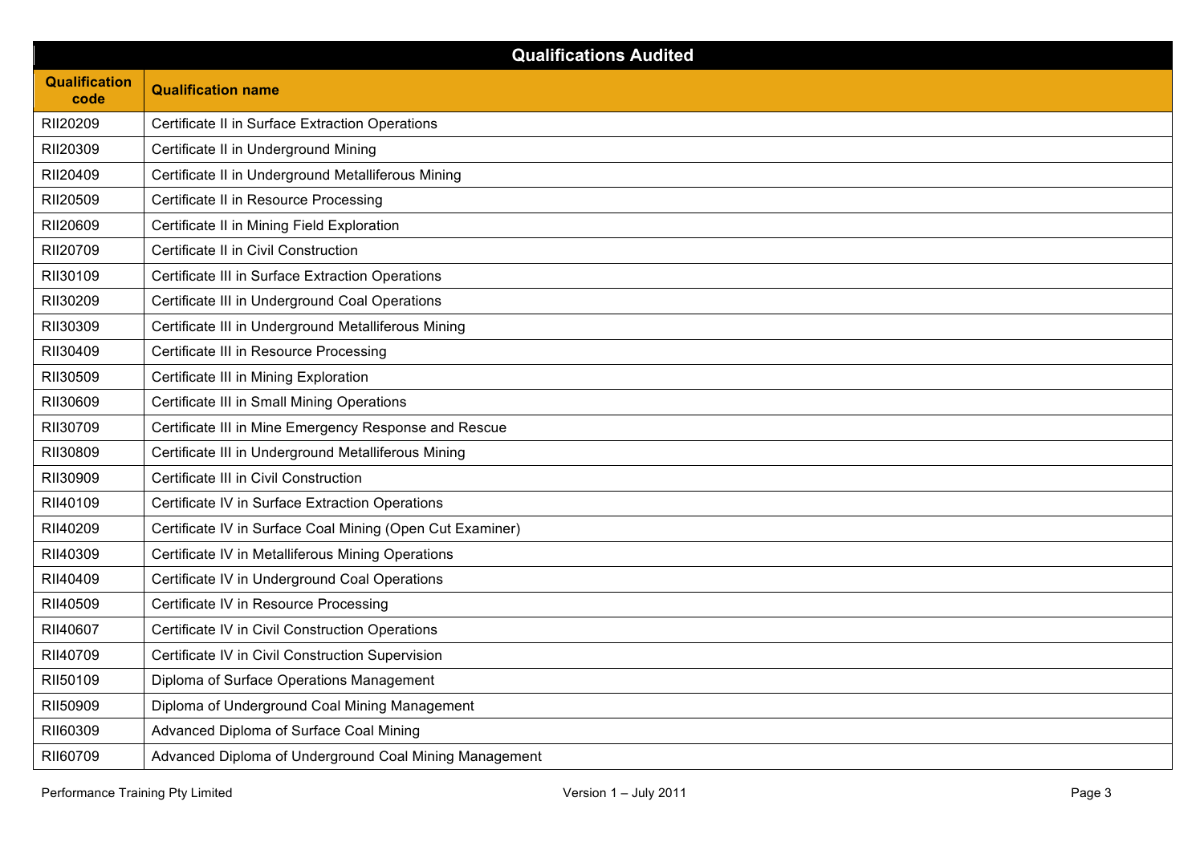| Qualifications Audited | |
|---|---|
| **Qualification code** | **Qualification name** |
| RII20209 | Certificate II in Surface Extraction Operations |
| RII20309 | Certificate II in Underground Mining |
| RII20409 | Certificate II in Underground Metalliferous Mining |
| RII20509 | Certificate II in Resource Processing |
| RII20609 | Certificate II in Mining Field Exploration |
| RII20709 | Certificate II in Civil Construction |
| RII30109 | Certificate III in Surface Extraction Operations |
| RII30209 | Certificate III in Underground Coal Operations |
| RII30309 | Certificate III in Underground Metalliferous Mining |
| RII30409 | Certificate III in Resource Processing |
| RII30509 | Certificate III in Mining Exploration |
| RII30609 | Certificate III in Small Mining Operations |
| RII30709 | Certificate III in Mine Emergency Response and Rescue |
| RII30809 | Certificate III in Underground Metalliferous Mining |
| RII30909 | Certificate III in Civil Construction |
| RII40109 | Certificate IV in Surface Extraction Operations |
| RII40209 | Certificate IV in Surface Coal Mining (Open Cut Examiner) |
| RII40309 | Certificate IV in Metalliferous Mining Operations |
| RII40409 | Certificate IV in Underground Coal Operations |
| RII40509 | Certificate IV in Resource Processing |
| RII40607 | Certificate IV in Civil Construction Operations |
| RII40709 | Certificate IV in Civil Construction Supervision |
| RII50109 | Diploma of Surface Operations Management |
| RII50909 | Diploma of Underground Coal Mining Management |
| RII60309 | Advanced Diploma of Surface Coal Mining |
| RII60709 | Advanced Diploma of Underground Coal Mining Management |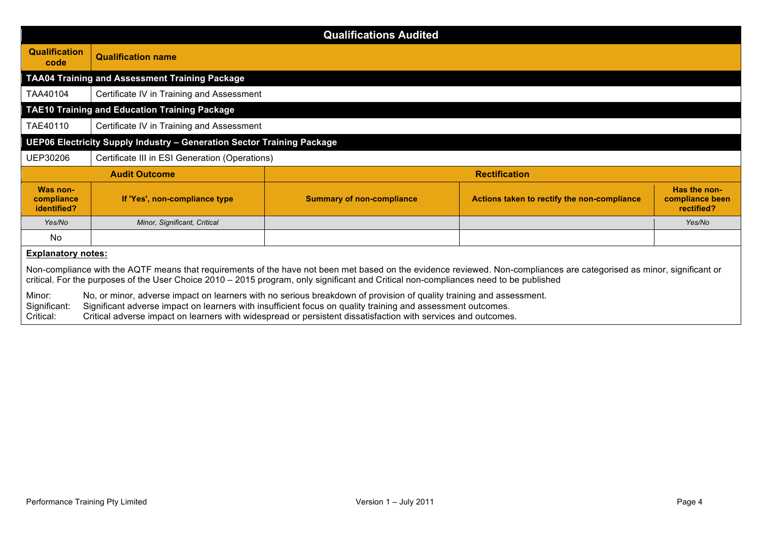## Qualifications Audited

| Qualification code | Qualification name |
|---|---|
| **TAA04 Training and Assessment Training Package** | |
| TAA40104 | Certificate IV in Training and Assessment |
| **TAE10 Training and Education Training Package** | |
| TAE40110 | Certificate IV in Training and Assessment |
| **UEP06 Electricity Supply Industry – Generation Sector Training Package** | |
| UEP30206 | Certificate III in ESI Generation (Operations) |

| Audit Outcome | | Rectification | | |
|---|---|---|---|---|
| **Was non-compliance identified?** | **If 'Yes', non-compliance type** | **Summary of non-compliance** | **Actions taken to rectify the non-compliance** | **Has the non-compliance been rectified?** |
| *Yes/No* | *Minor, Significant, Critical* | | | *Yes/No* |
| No | | | | |

**Explanatory notes:**

Non-compliance with the AQTF means that requirements of the have not been met based on the evidence reviewed. Non-compliances are categorised as minor, significant or critical. For the purposes of the User Choice 2010 – 2015 program, only significant and Critical non-compliances need to be published

Minor: No, or minor, adverse impact on learners with no serious breakdown of provision of quality training and assessment.
Significant: Significant adverse impact on learners with insufficient focus on quality training and assessment outcomes.
Critical: Critical adverse impact on learners with widespread or persistent dissatisfaction with services and outcomes.